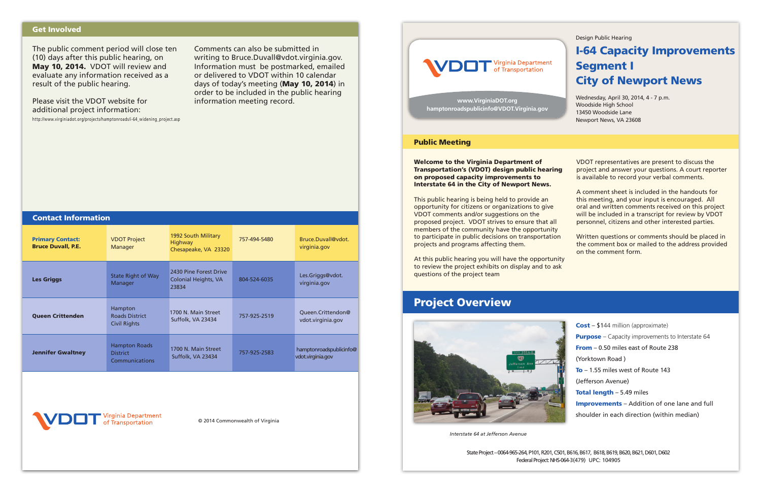## Get Involved

The public comment period will close ten (10) days after this public hearing, on **May 10, 2014.** VDOT will review and evaluate any information received as a result of the public hearing.

Please visit the VDOT website for additional project information:
http://www.virginiadot.org/projects/hamptonroads/i-64_widening_project.asp

Comments can also be submitted in writing to Bruce.Duvall@vdot.virginia.gov. Information must be postmarked, emailed or delivered to VDOT within 10 calendar days of today's meeting (**May 10, 2014**) in order to be included in the public hearing information meeting record.

## Contact Information

| | | | | |
|---|---|---|---|---|
| **Primary Contact: Bruce Duvall, P.E.** | VDOT Project Manager | 1992 South Military Highway Chesapeake, VA 23320 | 757-494-5480 | Bruce.Duvall@vdot.virginia.gov |
| **Les Griggs** | State Right of Way Manager | 2430 Pine Forest Drive Colonial Heights, VA 23834 | 804-524-6035 | Les.Griggs@vdot.virginia.gov |
| **Queen Crittenden** | Hampton Roads District Civil Rights | 1700 N. Main Street Suffolk, VA 23434 | 757-925-2519 | Queen.Crittendon@vdot.virginia.gov |
| **Jennifer Gwaltney** | Hampton Roads District Communications | 1700 N. Main Street Suffolk, VA 23434 | 757-925-2583 | hamptonroadspublicinfo@vdot.virginia.gov |

VDOT Virginia Department of Transportation

© 2014 Commonwealth of Virginia

---

VDOT Virginia Department of Transportation

www.VirginiaDOT.org
hamptonroadspublicinfo@VDOT.Virginia.gov

Design Public Hearing

# I-64 Capacity Improvements Segment I City of Newport News

Wednesday, April 30, 2014, 4 - 7 p.m.
Woodside High School
13450 Woodside Lane
Newport News, VA 23608

## Public Meeting

**Welcome to the Virginia Department of Transportation's (VDOT) design public hearing on proposed capacity improvements to Interstate 64 in the City of Newport News.**

This public hearing is being held to provide an opportunity for citizens or organizations to give VDOT comments and/or suggestions on the proposed project. VDOT strives to ensure that all members of the community have the opportunity to participate in public decisions on transportation projects and programs affecting them.

At this public hearing you will have the opportunity to review the project exhibits on display and to ask questions of the project team

VDOT representatives are present to discuss the project and answer your questions. A court reporter is available to record your verbal comments.

A comment sheet is included in the handouts for this meeting, and your input is encouraged. All oral and written comments received on this project will be included in a transcript for review by VDOT personnel, citizens and other interested parties.

Written questions or comments should be placed in the comment box or mailed to the address provided on the comment form.

## Project Overview

*Interstate 64 at Jefferson Avenue*

**Cost** – $144 million (approximate)
**Purpose** – Capacity improvements to Interstate 64
**From** – 0.50 miles east of Route 238 (Yorktown Road )
**To** – 1.55 miles west of Route 143 (Jefferson Avenue)
**Total length** – 5.49 miles
**Improvements** – Addition of one lane and full shoulder in each direction (within median)

State Project – 0064-965-264, P101, R201, C501, B616, B617, B618, B619, B620, B621, D601, D602
Federal Project: NHS-064-3(479) UPC: 104905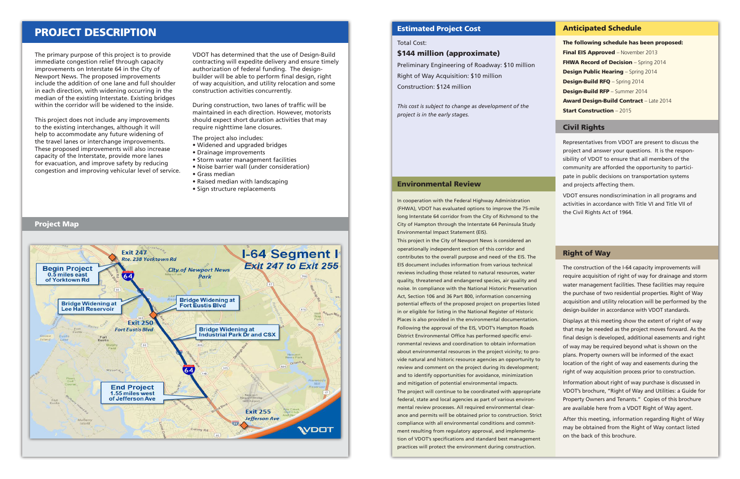# PROJECT DESCRIPTION

The primary purpose of this project is to provide immediate congestion relief through capacity improvements on Interstate 64 in the City of Newport News. The proposed improvements include the addition of one lane and full shoulder in each direction, with widening occurring in the median of the existing Interstate. Existing bridges within the corridor will be widened to the inside.

This project does not include any improvements to the existing interchanges, although it will help to accommodate any future widening of the travel lanes or interchange improvements. These proposed improvements will also increase capacity of the Interstate, provide more lanes for evacuation, and improve safety by reducing congestion and improving vehicular level of service.

VDOT has determined that the use of Design-Build contracting will expedite delivery and ensure timely authorization of federal funding. The design-builder will be able to perform final design, right of way acquisition, and utility relocation and some construction activities concurrently.

During construction, two lanes of traffic will be maintained in each direction. However, motorists should expect short duration activities that may require nighttime lane closures.

The project also includes:

- Widened and upgraded bridges
- Drainage improvements
- Storm water management facilities
- Noise barrier wall (under consideration)
- Grass median
- Raised median with landscaping
- Sign structure replacements

## Project Map

I-64 Segment I
Exit 247 to Exit 255

Exit 247
Rte. 238 Yorktown Rd

Begin Project
0.5 miles east
of Yorktown Rd

City of Newport News
Park

Bridge Widening at
Lee Hall Reservoir

Bridge Widening at
Fort Eustis Blvd

Exit 250
Fort Eustis Blvd

Bridge Widening at
Industrial Park Dr and CSX

End Project
1.55 miles west
of Jefferson Ave

Exit 255
Jefferson Ave

VDOT

## Estimated Project Cost

Total Cost:

**$144 million (approximate)**

Preliminary Engineering of Roadway: $10 million

Right of Way Acquisition: $10 million

Construction: $124 million

*This cost is subject to change as development of the project is in the early stages.*

## Environmental Review

In cooperation with the Federal Highway Administration (FHWA), VDOT has evaluated options to improve the 75-mile long Interstate 64 corridor from the City of Richmond to the City of Hampton through the Interstate 64 Peninsula Study Environmental Impact Statement (EIS).

This project in the City of Newport News is considered an operationally independent section of this corridor and contributes to the overall purpose and need of the EIS. The EIS document includes information from various technical reviews including those related to natural resources, water quality, threatened and endangered species, air quality and noise. In compliance with the National Historic Preservation Act, Section 106 and 36 Part 800, information concerning potential effects of the proposed project on properties listed in or eligible for listing in the National Register of Historic Places is also provided in the environmental documentation. Following the approval of the EIS, VDOT's Hampton Roads District Environmental Office has performed specific environmental reviews and coordination to obtain information about environmental resources in the project vicinity; to provide natural and historic resource agencies an opportunity to review and comment on the project during its development; and to identify opportunities for avoidance, minimization and mitigation of potential environmental impacts.

The project will continue to be coordinated with appropriate federal, state and local agencies as part of various environmental review processes. All required environmental clearance and permits will be obtained prior to construction. Strict compliance with all environmental conditions and commitment resulting from regulatory approval, and implementation of VDOT's specifications and standard best management practices will protect the environment during construction.

## Anticipated Schedule

**The following schedule has been proposed:**

**Final EIS Approved** – November 2013
**FHWA Record of Decision** – Spring 2014
**Design Public Hearing** – Spring 2014
**Design-Build RFQ** – Spring 2014
**Design-Build RFP** – Summer 2014
**Award Design-Build Contract** – Late 2014
**Start Construction** – 2015

## Civil Rights

Representatives from VDOT are present to discuss the project and answer your questions. It is the responsibility of VDOT to ensure that all members of the community are afforded the opportunity to participate in public decisions on transportation systems and projects affecting them.

VDOT ensures nondiscrimination in all programs and activities in accordance with Title VI and Title VII of the Civil Rights Act of 1964.

## Right of Way

The construction of the I-64 capacity improvements will require acquisition of right of way for drainage and storm water management facilities. These facilities may require the purchase of two residential properties. Right of Way acquisition and utility relocation will be performed by the design-builder in accordance with VDOT standards.

Displays at this meeting show the extent of right of way that may be needed as the project moves forward. As the final design is developed, additional easements and right of way may be required beyond what is shown on the plans. Property owners will be informed of the exact location of the right of way and easements during the right of way acquisition process prior to construction.

Information about right of way purchase is discussed in VDOT's brochure, "Right of Way and Utilities: a Guide for Property Owners and Tenants." Copies of this brochure are available here from a VDOT Right of Way agent.

After this meeting, information regarding Right of Way may be obtained from the Right of Way contact listed on the back of this brochure.